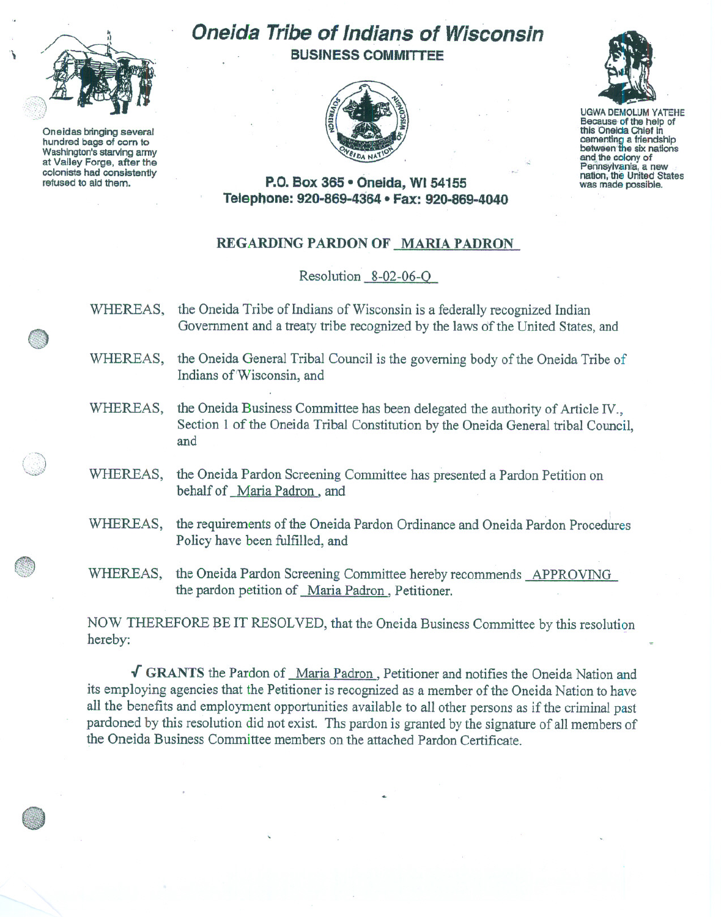# Oneida Tribe of Indians of Wisconsin

**BUSINESS COMMITTEE**

Oneidas bringing several hundred bags of corn to Washington's starving army at Valley Forge, after the colonists had consistently refused to aid them.

UGWA DEMOLUM YATEHE Because of the help of this Oneida Chief in cementing a friendship between the six nations and the colony of Pennsylvania, a new nation, the United States was made possible.

**P.O. Box 365 • Oneida, WI 54155**
**Telephone: 920-869-4364 • Fax: 920-869-4040**

## REGARDING PARDON OF MARIA PADRON

Resolution 8-02-06-Q

WHEREAS, the Oneida Tribe of Indians of Wisconsin is a federally recognized Indian Government and a treaty tribe recognized by the laws of the United States, and

WHEREAS, the Oneida General Tribal Council is the governing body of the Oneida Tribe of Indians of Wisconsin, and

WHEREAS, the Oneida Business Committee has been delegated the authority of Article IV., Section 1 of the Oneida Tribal Constitution by the Oneida General tribal Council, and

WHEREAS, the Oneida Pardon Screening Committee has presented a Pardon Petition on behalf of Maria Padron, and

WHEREAS, the requirements of the Oneida Pardon Ordinance and Oneida Pardon Procedures Policy have been fulfilled, and

WHEREAS, the Oneida Pardon Screening Committee hereby recommends APPROVING the pardon petition of Maria Padron, Petitioner.

NOW THEREFORE BE IT RESOLVED, that the Oneida Business Committee by this resolution hereby:

√ **GRANTS** the Pardon of Maria Padron, Petitioner and notifies the Oneida Nation and its employing agencies that the Petitioner is recognized as a member of the Oneida Nation to have all the benefits and employment opportunities available to all other persons as if the criminal past pardoned by this resolution did not exist. Ths pardon is granted by the signature of all members of the Oneida Business Committee members on the attached Pardon Certificate.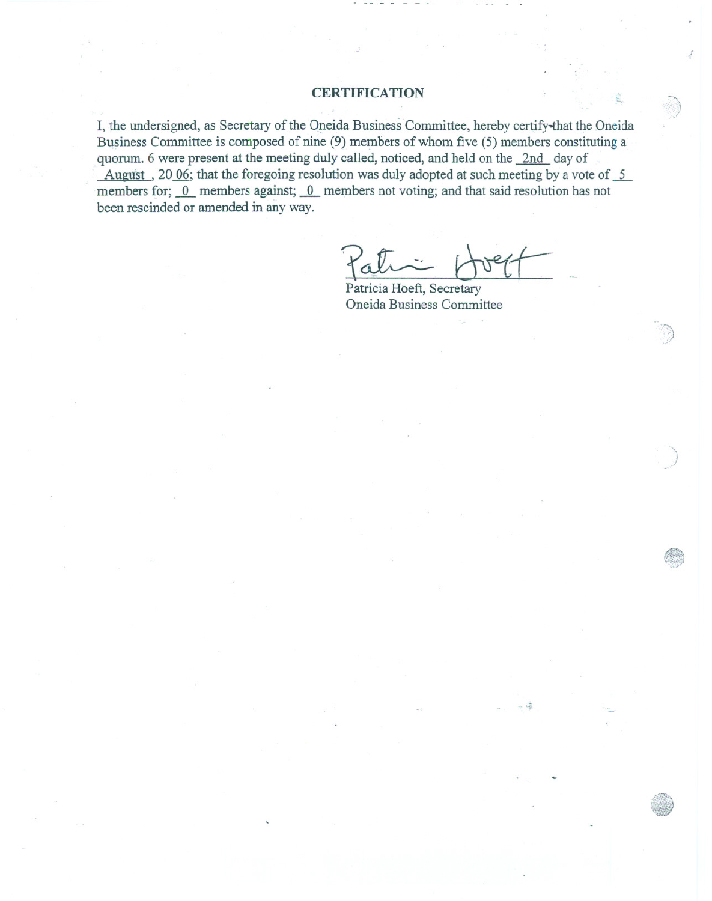## CERTIFICATION

I, the undersigned, as Secretary of the Oneida Business Committee, hereby certify that the Oneida Business Committee is composed of nine (9) members of whom five (5) members constituting a quorum. 6 were present at the meeting duly called, noticed, and held on the 2nd day of August, 2006; that the foregoing resolution was duly adopted at such meeting by a vote of 5 members for; 0 members against; 0 members not voting; and that said resolution has not been rescinded or amended in any way.

Patricia Hoeft, Secretary
Oneida Business Committee